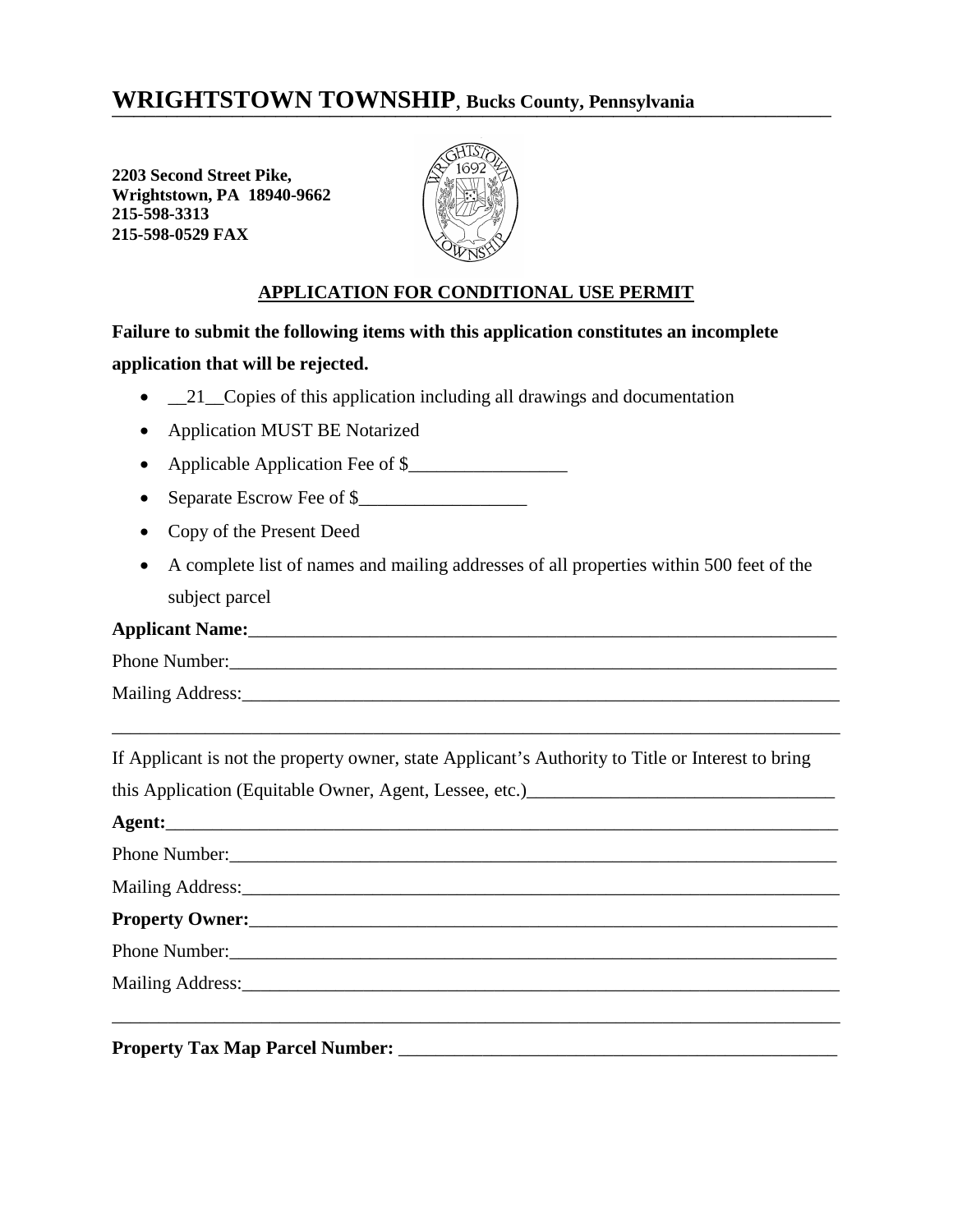# WRIGHTSTOWN TOWNSHIP, Bucks County, Pennsylvania

**2203 Second Street Pike,**
**Wrightstown, PA 18940-9662**
**215-598-3313**
**215-598-0529 FAX**

## APPLICATION FOR CONDITIONAL USE PERMIT

**Failure to submit the following items with this application constitutes an incomplete application that will be rejected.**

- __21__Copies of this application including all drawings and documentation
- Application MUST BE Notarized
- Applicable Application Fee of $_________________
- Separate Escrow Fee of $__________________
- Copy of the Present Deed
- A complete list of names and mailing addresses of all properties within 500 feet of the subject parcel

**Applicant Name:**___________________________________________________________________

Phone Number:_____________________________________________________________________

Mailing Address:____________________________________________________________________

___________________________________________________________________________________

If Applicant is not the property owner, state Applicant's Authority to Title or Interest to bring this Application (Equitable Owner, Agent, Lessee, etc.)_________________________________

**Agent:**__________________________________________________________________________

Phone Number:_____________________________________________________________________

Mailing Address:____________________________________________________________________

**Property Owner:**__________________________________________________________________

Phone Number:_____________________________________________________________________

Mailing Address:____________________________________________________________________

___________________________________________________________________________________

**Property Tax Map Parcel Number:** ________________________________________________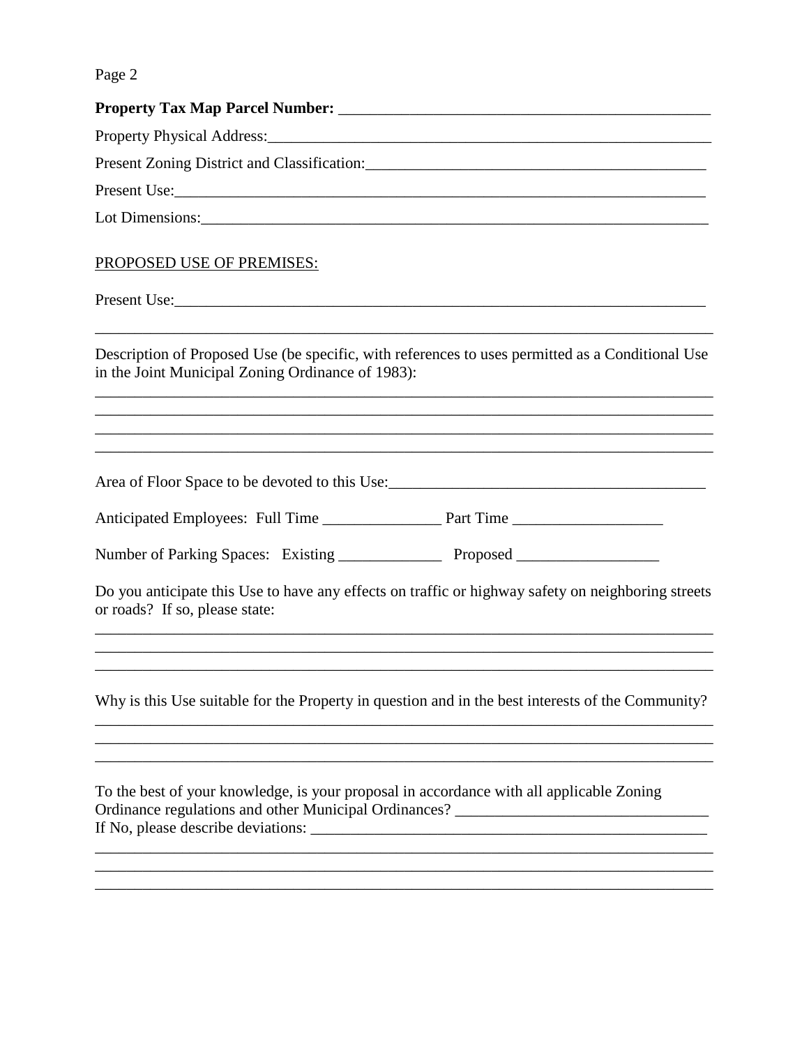**Property Tax Map Parcel Number:** ______________________________________________

Property Physical Address: ______________________________________________

Present Zoning District and Classification: ______________________________________________

Present Use: ______________________________________________

Lot Dimensions: ______________________________________________

PROPOSED USE OF PREMISES:

Present Use: ______________________________________________

______________________________________________________________________________

Description of Proposed Use (be specific, with references to uses permitted as a Conditional Use in the Joint Municipal Zoning Ordinance of 1983):

______________________________________________________________________________

______________________________________________________________________________

______________________________________________________________________________

______________________________________________________________________________

Area of Floor Space to be devoted to this Use: ______________________________________________

Anticipated Employees: Full Time _______________ Part Time ___________________

Number of Parking Spaces: Existing _____________ Proposed __________________

Do you anticipate this Use to have any effects on traffic or highway safety on neighboring streets or roads? If so, please state:

______________________________________________________________________________

______________________________________________________________________________

______________________________________________________________________________

Why is this Use suitable for the Property in question and in the best interests of the Community?

______________________________________________________________________________

______________________________________________________________________________

______________________________________________________________________________

To the best of your knowledge, is your proposal in accordance with all applicable Zoning Ordinance regulations and other Municipal Ordinances? ________________________________
If No, please describe deviations: ______________________________________________

______________________________________________________________________________

______________________________________________________________________________

______________________________________________________________________________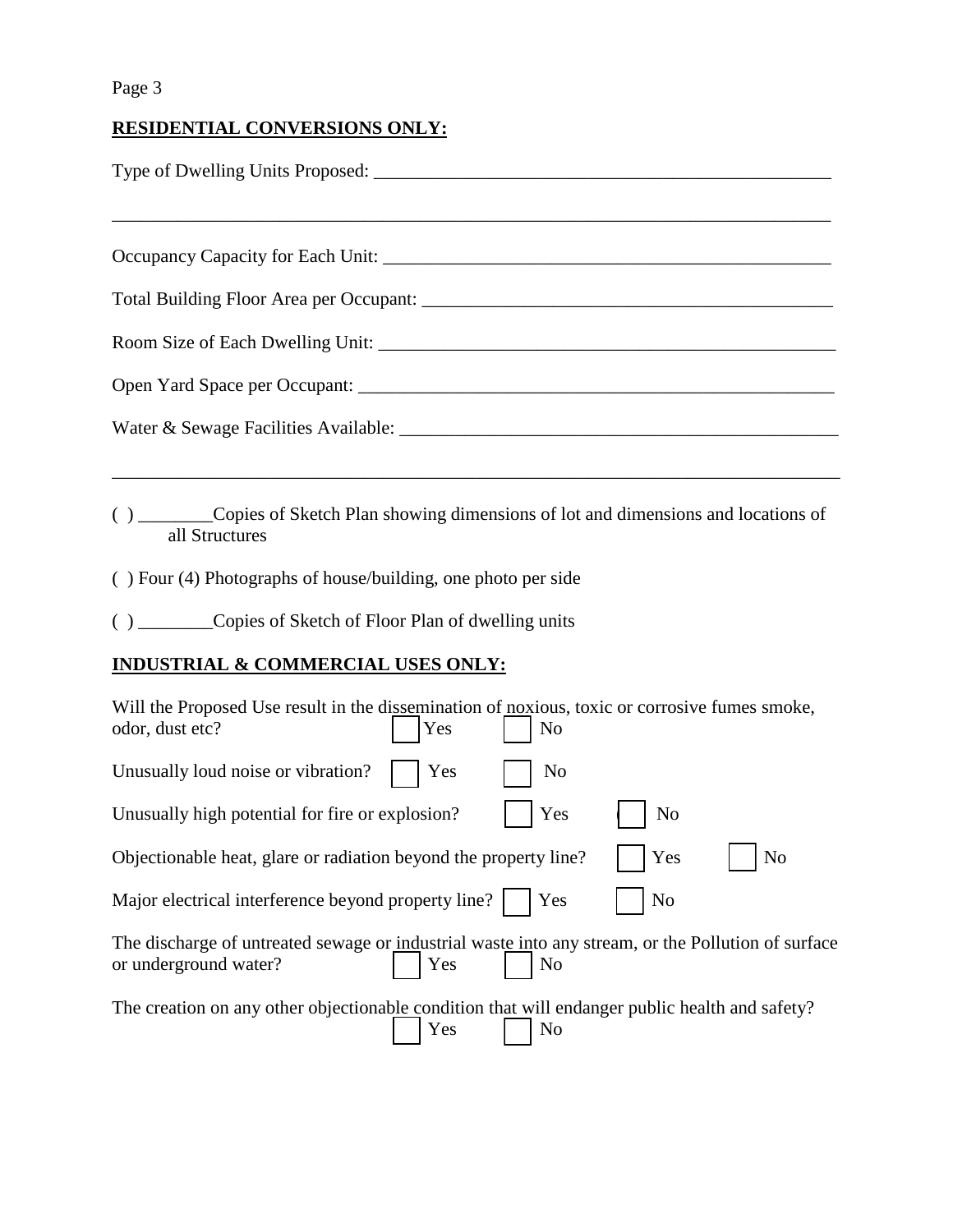**RESIDENTIAL CONVERSIONS ONLY:**

Type of Dwelling Units Proposed: ___________________________________________________

______________________________________________________________________________

Occupancy Capacity for Each Unit: __________________________________________________

Total Building Floor Area per Occupant: _____________________________________________

Room Size of Each Dwelling Unit: ___________________________________________________

Open Yard Space per Occupant: _____________________________________________________

Water & Sewage Facilities Available: ________________________________________________

______________________________________________________________________________

( ) ________Copies of Sketch Plan showing dimensions of lot and dimensions and locations of all Structures

( ) Four (4) Photographs of house/building, one photo per side

( ) ________Copies of Sketch of Floor Plan of dwelling units

**INDUSTRIAL & COMMERCIAL USES ONLY:**

Will the Proposed Use result in the dissemination of noxious, toxic or corrosive fumes smoke, odor, dust etc? ☐ Yes ☐ No

Unusually loud noise or vibration? ☐ Yes ☐ No

Unusually high potential for fire or explosion? ☐ Yes ☐ No

Objectionable heat, glare or radiation beyond the property line? ☐ Yes ☐ No

Major electrical interference beyond property line? ☐ Yes ☐ No

The discharge of untreated sewage or industrial waste into any stream, or the Pollution of surface or underground water? ☐ Yes ☐ No

The creation on any other objectionable condition that will endanger public health and safety? ☐ Yes ☐ No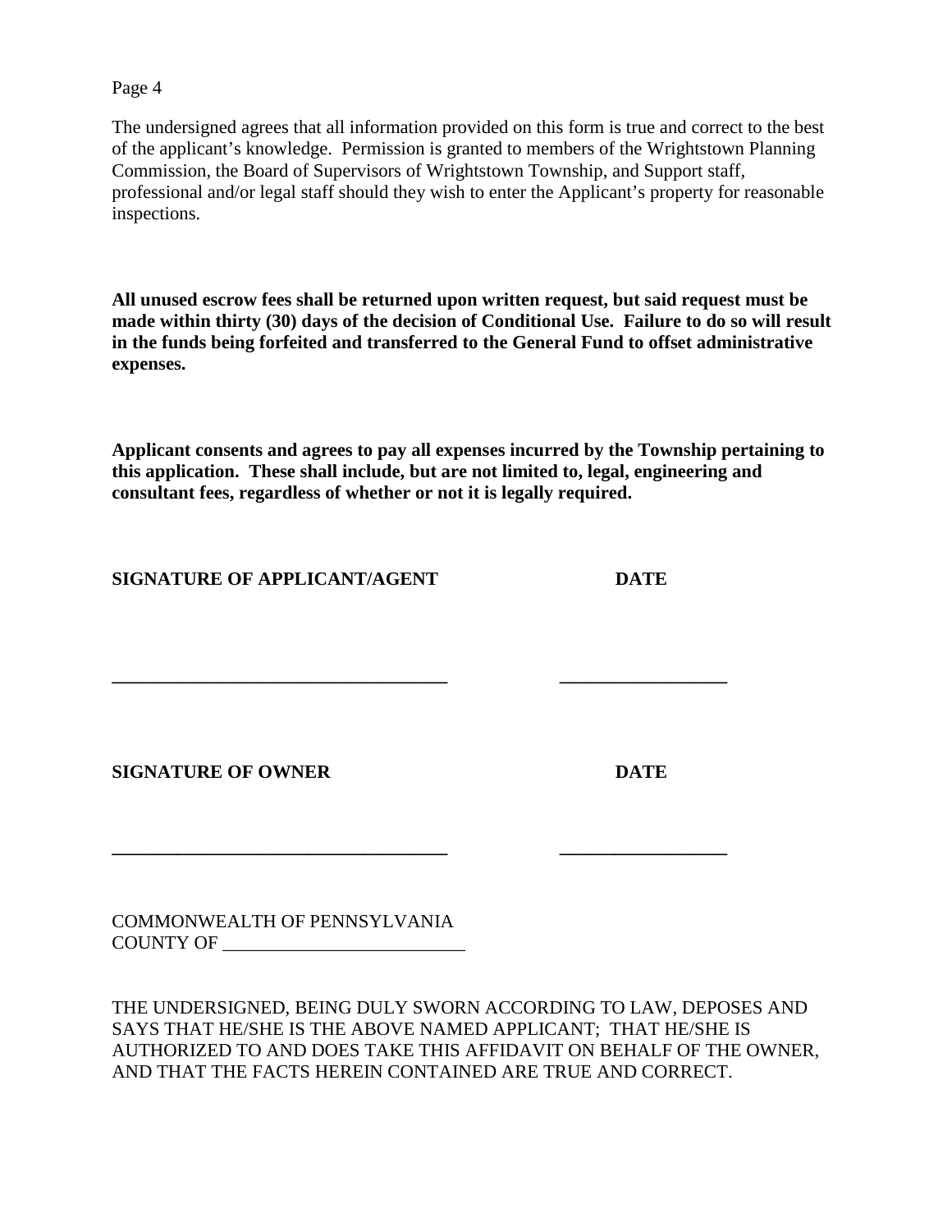The undersigned agrees that all information provided on this form is true and correct to the best of the applicant's knowledge. Permission is granted to members of the Wrightstown Planning Commission, the Board of Supervisors of Wrightstown Township, and Support staff, professional and/or legal staff should they wish to enter the Applicant's property for reasonable inspections.

**All unused escrow fees shall be returned upon written request, but said request must be made within thirty (30) days of the decision of Conditional Use. Failure to do so will result in the funds being forfeited and transferred to the General Fund to offset administrative expenses.**

**Applicant consents and agrees to pay all expenses incurred by the Township pertaining to this application. These shall include, but are not limited to, legal, engineering and consultant fees, regardless of whether or not it is legally required.**

**SIGNATURE OF APPLICANT/AGENT** **DATE**

\_\_\_\_\_\_\_\_\_\_\_\_\_\_\_\_\_\_\_\_\_\_\_\_\_\_\_\_\_\_\_\_\_\_\_\_ \_\_\_\_\_\_\_\_\_\_\_\_\_\_\_\_\_\_

**SIGNATURE OF OWNER** **DATE**

\_\_\_\_\_\_\_\_\_\_\_\_\_\_\_\_\_\_\_\_\_\_\_\_\_\_\_\_\_\_\_\_\_\_\_\_ \_\_\_\_\_\_\_\_\_\_\_\_\_\_\_\_\_\_

COMMONWEALTH OF PENNSYLVANIA
COUNTY OF \_\_\_\_\_\_\_\_\_\_\_\_\_\_\_\_\_\_\_\_\_\_\_\_\_\_

THE UNDERSIGNED, BEING DULY SWORN ACCORDING TO LAW, DEPOSES AND SAYS THAT HE/SHE IS THE ABOVE NAMED APPLICANT; THAT HE/SHE IS AUTHORIZED TO AND DOES TAKE THIS AFFIDAVIT ON BEHALF OF THE OWNER, AND THAT THE FACTS HEREIN CONTAINED ARE TRUE AND CORRECT.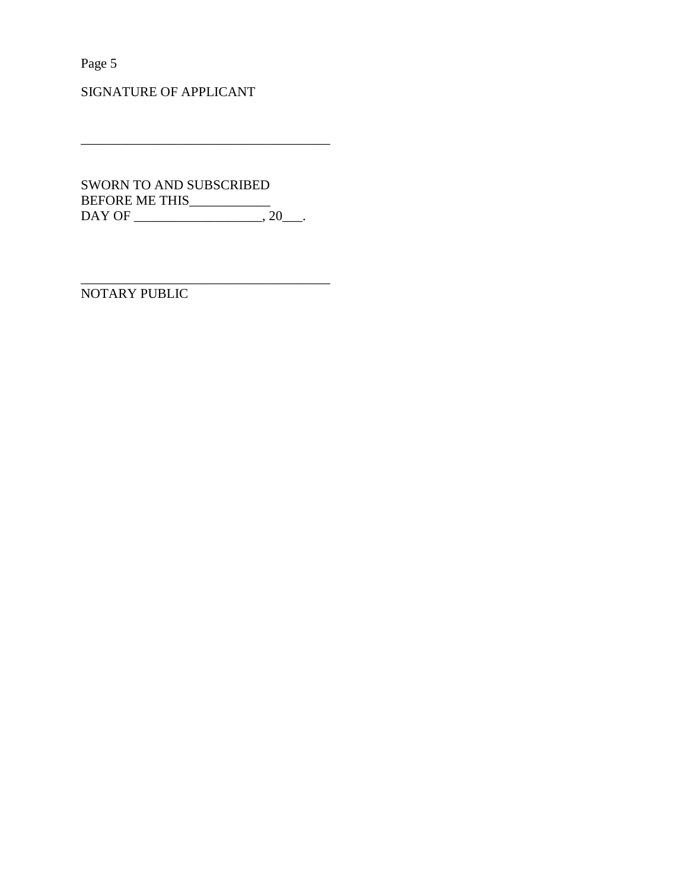SIGNATURE OF APPLICANT

_______________________________________

SWORN TO AND SUBSCRIBED
BEFORE ME THIS____________
DAY OF ___________________, 20___.

_______________________________________
NOTARY PUBLIC